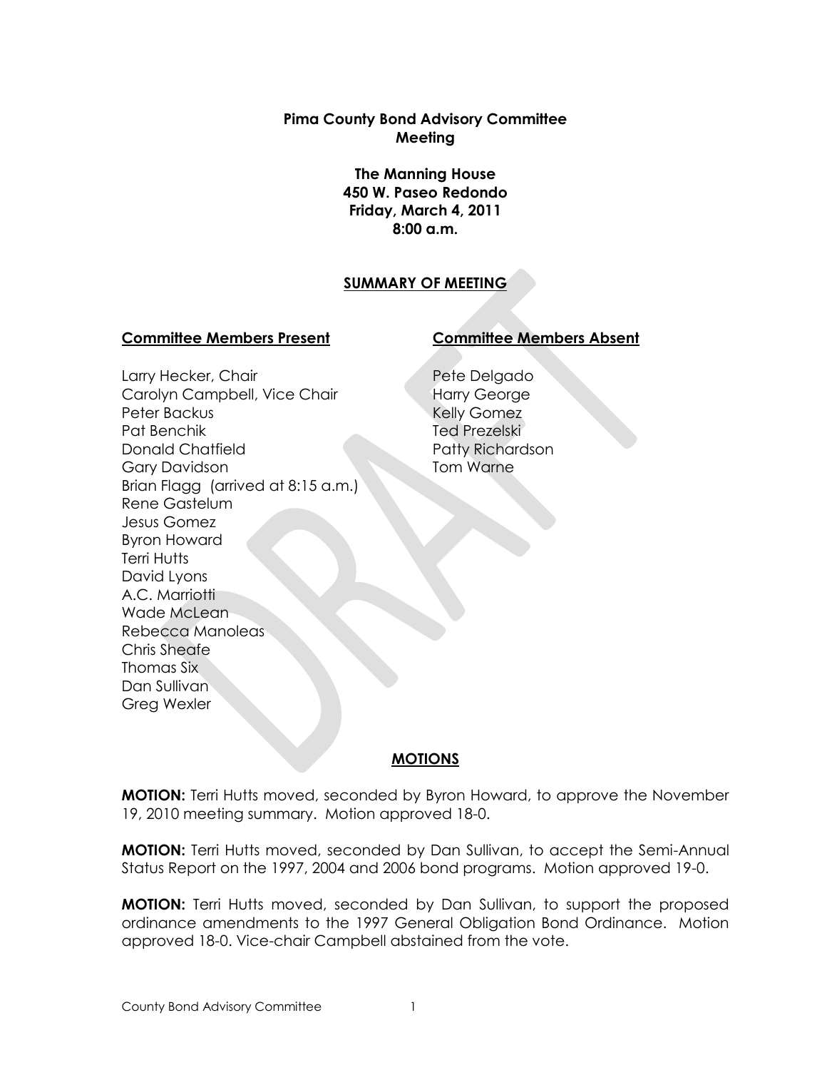**Pima County Bond Advisory Committee**
**Meeting**

**The Manning House**
**450 W. Paseo Redondo**
**Friday, March 4, 2011**
**8:00 a.m.**

## SUMMARY OF MEETING

**Committee Members Present**

Larry Hecker, Chair
Carolyn Campbell, Vice Chair
Peter Backus
Pat Benchik
Donald Chatfield
Gary Davidson
Brian Flagg (arrived at 8:15 a.m.)
Rene Gastelum
Jesus Gomez
Byron Howard
Terri Hutts
David Lyons
A.C. Marriotti
Wade McLean
Rebecca Manoleas
Chris Sheafe
Thomas Six
Dan Sullivan
Greg Wexler

**Committee Members Absent**

Pete Delgado
Harry George
Kelly Gomez
Ted Prezelski
Patty Richardson
Tom Warne

## MOTIONS

**MOTION:** Terri Hutts moved, seconded by Byron Howard, to approve the November 19, 2010 meeting summary. Motion approved 18-0.

**MOTION:** Terri Hutts moved, seconded by Dan Sullivan, to accept the Semi-Annual Status Report on the 1997, 2004 and 2006 bond programs. Motion approved 19-0.

**MOTION:** Terri Hutts moved, seconded by Dan Sullivan, to support the proposed ordinance amendments to the 1997 General Obligation Bond Ordinance. Motion approved 18-0. Vice-chair Campbell abstained from the vote.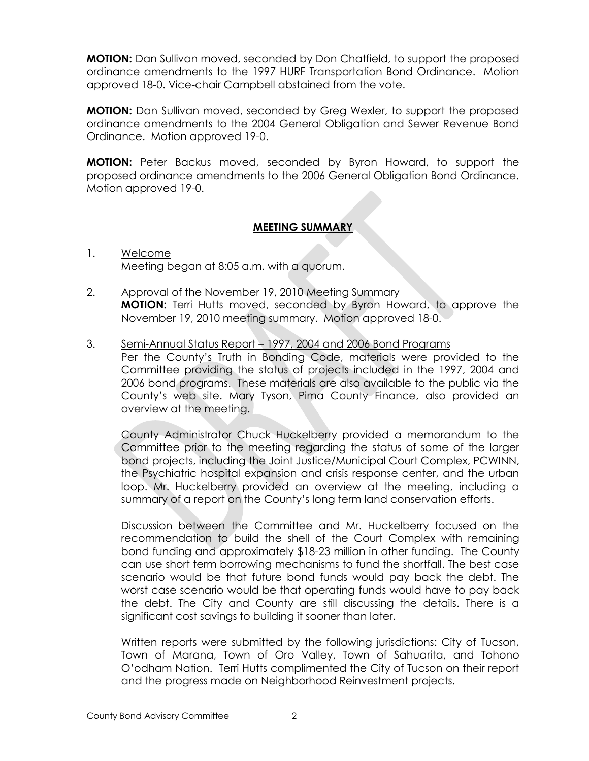**MOTION:** Dan Sullivan moved, seconded by Don Chatfield, to support the proposed ordinance amendments to the 1997 HURF Transportation Bond Ordinance. Motion approved 18-0. Vice-chair Campbell abstained from the vote.

**MOTION:** Dan Sullivan moved, seconded by Greg Wexler, to support the proposed ordinance amendments to the 2004 General Obligation and Sewer Revenue Bond Ordinance. Motion approved 19-0.

**MOTION:** Peter Backus moved, seconded by Byron Howard, to support the proposed ordinance amendments to the 2006 General Obligation Bond Ordinance. Motion approved 19-0.

## MEETING SUMMARY

1. Welcome

   Meeting began at 8:05 a.m. with a quorum.

2. Approval of the November 19, 2010 Meeting Summary

   **MOTION:** Terri Hutts moved, seconded by Byron Howard, to approve the November 19, 2010 meeting summary. Motion approved 18-0.

3. Semi-Annual Status Report – 1997, 2004 and 2006 Bond Programs

   Per the County's Truth in Bonding Code, materials were provided to the Committee providing the status of projects included in the 1997, 2004 and 2006 bond programs. These materials are also available to the public via the County's web site. Mary Tyson, Pima County Finance, also provided an overview at the meeting.

   County Administrator Chuck Huckelberry provided a memorandum to the Committee prior to the meeting regarding the status of some of the larger bond projects, including the Joint Justice/Municipal Court Complex, PCWINN, the Psychiatric hospital expansion and crisis response center, and the urban loop. Mr. Huckelberry provided an overview at the meeting, including a summary of a report on the County's long term land conservation efforts.

   Discussion between the Committee and Mr. Huckelberry focused on the recommendation to build the shell of the Court Complex with remaining bond funding and approximately $18-23 million in other funding. The County can use short term borrowing mechanisms to fund the shortfall. The best case scenario would be that future bond funds would pay back the debt. The worst case scenario would be that operating funds would have to pay back the debt. The City and County are still discussing the details. There is a significant cost savings to building it sooner than later.

   Written reports were submitted by the following jurisdictions: City of Tucson, Town of Marana, Town of Oro Valley, Town of Sahuarita, and Tohono O'odham Nation. Terri Hutts complimented the City of Tucson on their report and the progress made on Neighborhood Reinvestment projects.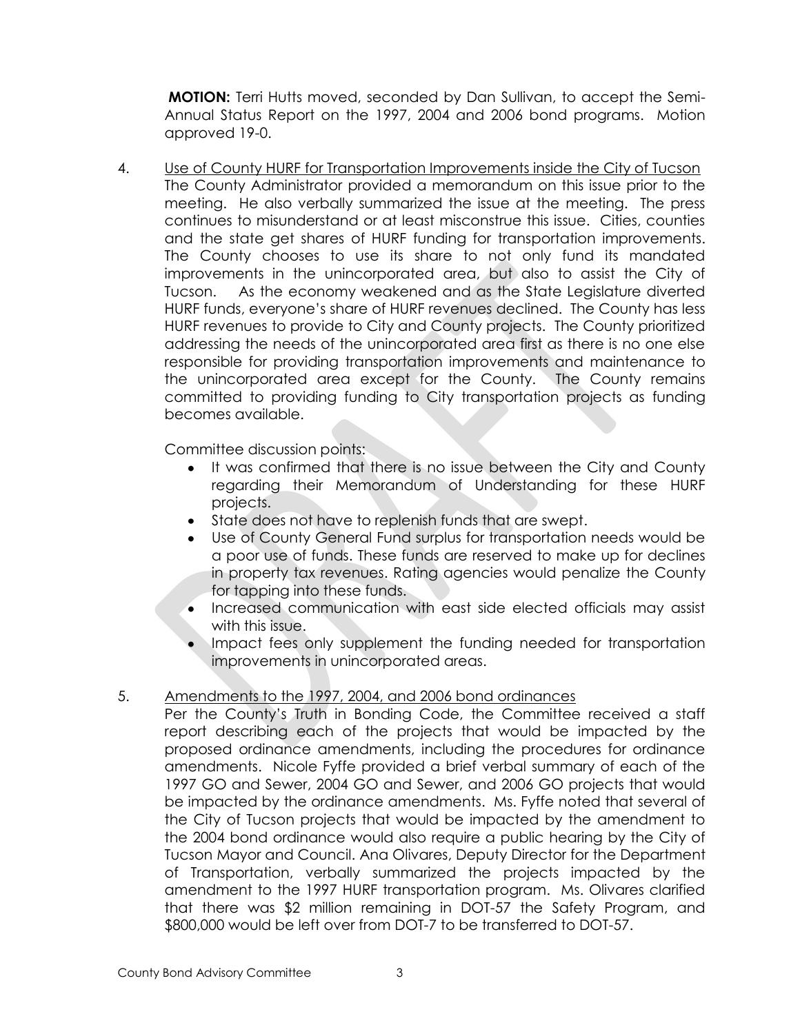**MOTION:** Terri Hutts moved, seconded by Dan Sullivan, to accept the Semi-Annual Status Report on the 1997, 2004 and 2006 bond programs. Motion approved 19-0.

4. Use of County HURF for Transportation Improvements inside the City of Tucson

The County Administrator provided a memorandum on this issue prior to the meeting. He also verbally summarized the issue at the meeting. The press continues to misunderstand or at least misconstrue this issue. Cities, counties and the state get shares of HURF funding for transportation improvements. The County chooses to use its share to not only fund its mandated improvements in the unincorporated area, but also to assist the City of Tucson. As the economy weakened and as the State Legislature diverted HURF funds, everyone's share of HURF revenues declined. The County has less HURF revenues to provide to City and County projects. The County prioritized addressing the needs of the unincorporated area first as there is no one else responsible for providing transportation improvements and maintenance to the unincorporated area except for the County. The County remains committed to providing funding to City transportation projects as funding becomes available.

Committee discussion points:

- It was confirmed that there is no issue between the City and County regarding their Memorandum of Understanding for these HURF projects.
- State does not have to replenish funds that are swept.
- Use of County General Fund surplus for transportation needs would be a poor use of funds. These funds are reserved to make up for declines in property tax revenues. Rating agencies would penalize the County for tapping into these funds.
- Increased communication with east side elected officials may assist with this issue.
- Impact fees only supplement the funding needed for transportation improvements in unincorporated areas.

5. Amendments to the 1997, 2004, and 2006 bond ordinances

Per the County's Truth in Bonding Code, the Committee received a staff report describing each of the projects that would be impacted by the proposed ordinance amendments, including the procedures for ordinance amendments. Nicole Fyffe provided a brief verbal summary of each of the 1997 GO and Sewer, 2004 GO and Sewer, and 2006 GO projects that would be impacted by the ordinance amendments. Ms. Fyffe noted that several of the City of Tucson projects that would be impacted by the amendment to the 2004 bond ordinance would also require a public hearing by the City of Tucson Mayor and Council. Ana Olivares, Deputy Director for the Department of Transportation, verbally summarized the projects impacted by the amendment to the 1997 HURF transportation program. Ms. Olivares clarified that there was $2 million remaining in DOT-57 the Safety Program, and $800,000 would be left over from DOT-7 to be transferred to DOT-57.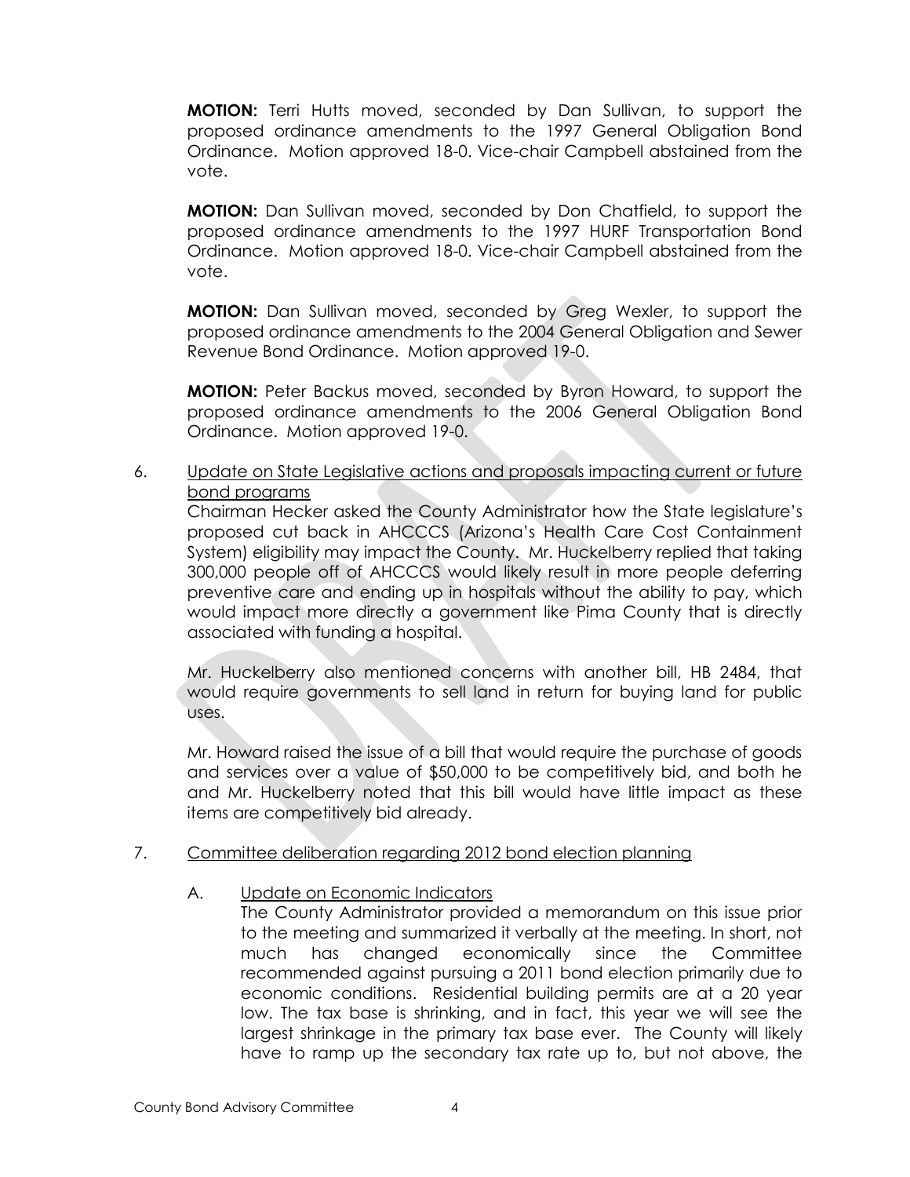**MOTION:** Terri Hutts moved, seconded by Dan Sullivan, to support the proposed ordinance amendments to the 1997 General Obligation Bond Ordinance. Motion approved 18-0. Vice-chair Campbell abstained from the vote.

**MOTION:** Dan Sullivan moved, seconded by Don Chatfield, to support the proposed ordinance amendments to the 1997 HURF Transportation Bond Ordinance. Motion approved 18-0. Vice-chair Campbell abstained from the vote.

**MOTION:** Dan Sullivan moved, seconded by Greg Wexler, to support the proposed ordinance amendments to the 2004 General Obligation and Sewer Revenue Bond Ordinance. Motion approved 19-0.

**MOTION:** Peter Backus moved, seconded by Byron Howard, to support the proposed ordinance amendments to the 2006 General Obligation Bond Ordinance. Motion approved 19-0.

6. Update on State Legislative actions and proposals impacting current or future bond programs

Chairman Hecker asked the County Administrator how the State legislature's proposed cut back in AHCCCS (Arizona's Health Care Cost Containment System) eligibility may impact the County. Mr. Huckelberry replied that taking 300,000 people off of AHCCCS would likely result in more people deferring preventive care and ending up in hospitals without the ability to pay, which would impact more directly a government like Pima County that is directly associated with funding a hospital.

Mr. Huckelberry also mentioned concerns with another bill, HB 2484, that would require governments to sell land in return for buying land for public uses.

Mr. Howard raised the issue of a bill that would require the purchase of goods and services over a value of $50,000 to be competitively bid, and both he and Mr. Huckelberry noted that this bill would have little impact as these items are competitively bid already.

7. Committee deliberation regarding 2012 bond election planning

A. Update on Economic Indicators

The County Administrator provided a memorandum on this issue prior to the meeting and summarized it verbally at the meeting. In short, not much has changed economically since the Committee recommended against pursuing a 2011 bond election primarily due to economic conditions. Residential building permits are at a 20 year low. The tax base is shrinking, and in fact, this year we will see the largest shrinkage in the primary tax base ever. The County will likely have to ramp up the secondary tax rate up to, but not above, the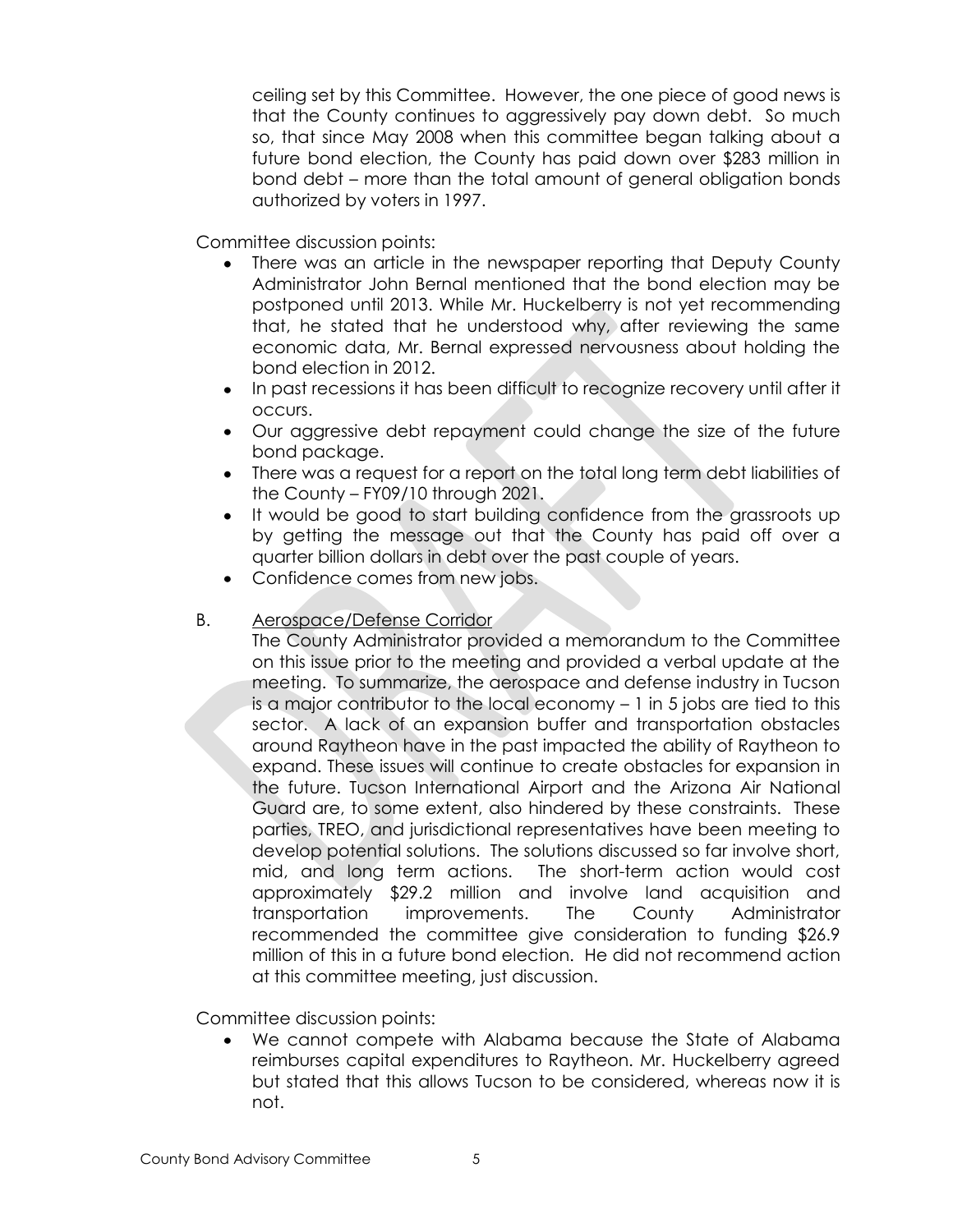ceiling set by this Committee. However, the one piece of good news is that the County continues to aggressively pay down debt. So much so, that since May 2008 when this committee began talking about a future bond election, the County has paid down over $283 million in bond debt – more than the total amount of general obligation bonds authorized by voters in 1997.

Committee discussion points:

- There was an article in the newspaper reporting that Deputy County Administrator John Bernal mentioned that the bond election may be postponed until 2013. While Mr. Huckelberry is not yet recommending that, he stated that he understood why, after reviewing the same economic data, Mr. Bernal expressed nervousness about holding the bond election in 2012.
- In past recessions it has been difficult to recognize recovery until after it occurs.
- Our aggressive debt repayment could change the size of the future bond package.
- There was a request for a report on the total long term debt liabilities of the County – FY09/10 through 2021.
- It would be good to start building confidence from the grassroots up by getting the message out that the County has paid off over a quarter billion dollars in debt over the past couple of years.
- Confidence comes from new jobs.

B. <u>Aerospace/Defense Corridor</u>

The County Administrator provided a memorandum to the Committee on this issue prior to the meeting and provided a verbal update at the meeting. To summarize, the aerospace and defense industry in Tucson is a major contributor to the local economy – 1 in 5 jobs are tied to this sector. A lack of an expansion buffer and transportation obstacles around Raytheon have in the past impacted the ability of Raytheon to expand. These issues will continue to create obstacles for expansion in the future. Tucson International Airport and the Arizona Air National Guard are, to some extent, also hindered by these constraints. These parties, TREO, and jurisdictional representatives have been meeting to develop potential solutions. The solutions discussed so far involve short, mid, and long term actions. The short-term action would cost approximately $29.2 million and involve land acquisition and transportation improvements. The County Administrator recommended the committee give consideration to funding $26.9 million of this in a future bond election. He did not recommend action at this committee meeting, just discussion.

Committee discussion points:

- We cannot compete with Alabama because the State of Alabama reimburses capital expenditures to Raytheon. Mr. Huckelberry agreed but stated that this allows Tucson to be considered, whereas now it is not.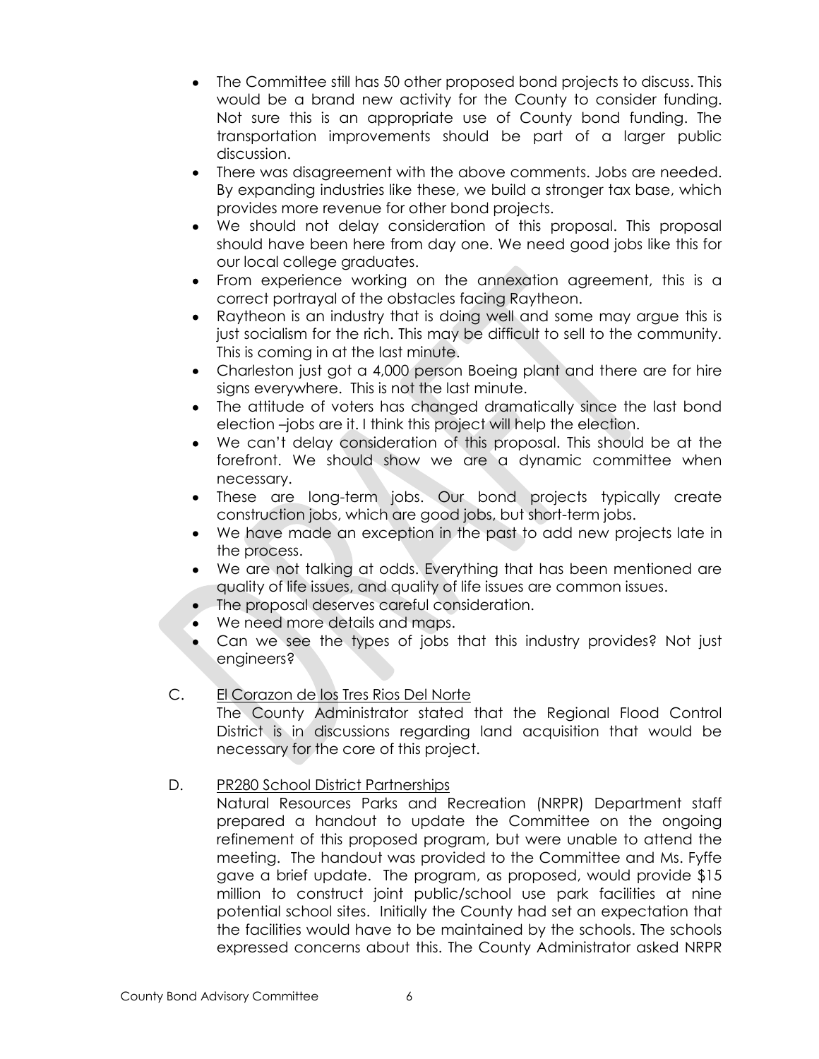- The Committee still has 50 other proposed bond projects to discuss. This would be a brand new activity for the County to consider funding. Not sure this is an appropriate use of County bond funding. The transportation improvements should be part of a larger public discussion.
- There was disagreement with the above comments. Jobs are needed. By expanding industries like these, we build a stronger tax base, which provides more revenue for other bond projects.
- We should not delay consideration of this proposal. This proposal should have been here from day one. We need good jobs like this for our local college graduates.
- From experience working on the annexation agreement, this is a correct portrayal of the obstacles facing Raytheon.
- Raytheon is an industry that is doing well and some may argue this is just socialism for the rich. This may be difficult to sell to the community. This is coming in at the last minute.
- Charleston just got a 4,000 person Boeing plant and there are for hire signs everywhere. This is not the last minute.
- The attitude of voters has changed dramatically since the last bond election –jobs are it. I think this project will help the election.
- We can't delay consideration of this proposal. This should be at the forefront. We should show we are a dynamic committee when necessary.
- These are long-term jobs. Our bond projects typically create construction jobs, which are good jobs, but short-term jobs.
- We have made an exception in the past to add new projects late in the process.
- We are not talking at odds. Everything that has been mentioned are quality of life issues, and quality of life issues are common issues.
- The proposal deserves careful consideration.
- We need more details and maps.
- Can we see the types of jobs that this industry provides? Not just engineers?

C. El Corazon de los Tres Rios Del Norte

The County Administrator stated that the Regional Flood Control District is in discussions regarding land acquisition that would be necessary for the core of this project.

D. PR280 School District Partnerships

Natural Resources Parks and Recreation (NRPR) Department staff prepared a handout to update the Committee on the ongoing refinement of this proposed program, but were unable to attend the meeting. The handout was provided to the Committee and Ms. Fyffe gave a brief update. The program, as proposed, would provide $15 million to construct joint public/school use park facilities at nine potential school sites. Initially the County had set an expectation that the facilities would have to be maintained by the schools. The schools expressed concerns about this. The County Administrator asked NRPR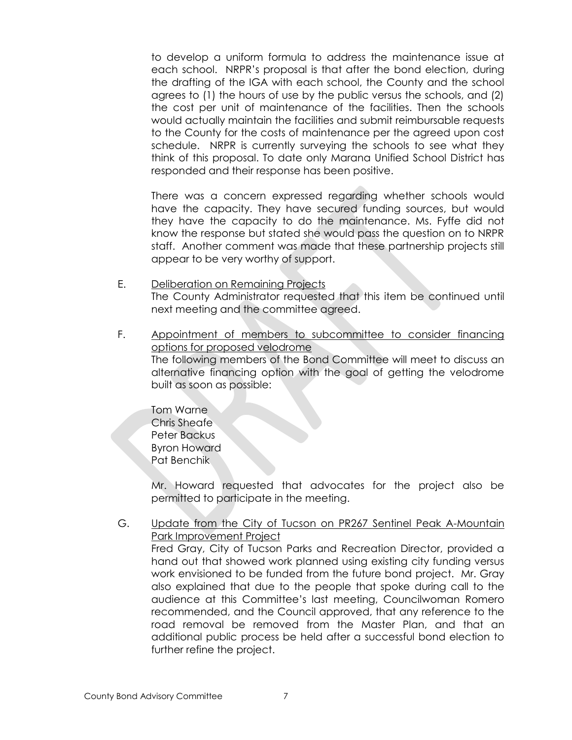to develop a uniform formula to address the maintenance issue at each school. NRPR's proposal is that after the bond election, during the drafting of the IGA with each school, the County and the school agrees to (1) the hours of use by the public versus the schools, and (2) the cost per unit of maintenance of the facilities. Then the schools would actually maintain the facilities and submit reimbursable requests to the County for the costs of maintenance per the agreed upon cost schedule. NRPR is currently surveying the schools to see what they think of this proposal. To date only Marana Unified School District has responded and their response has been positive.

There was a concern expressed regarding whether schools would have the capacity. They have secured funding sources, but would they have the capacity to do the maintenance. Ms. Fyffe did not know the response but stated she would pass the question on to NRPR staff. Another comment was made that these partnership projects still appear to be very worthy of support.

E. Deliberation on Remaining Projects

The County Administrator requested that this item be continued until next meeting and the committee agreed.

F. Appointment of members to subcommittee to consider financing options for proposed velodrome

The following members of the Bond Committee will meet to discuss an alternative financing option with the goal of getting the velodrome built as soon as possible:

Tom Warne
Chris Sheafe
Peter Backus
Byron Howard
Pat Benchik

Mr. Howard requested that advocates for the project also be permitted to participate in the meeting.

G. Update from the City of Tucson on PR267 Sentinel Peak A-Mountain Park Improvement Project

Fred Gray, City of Tucson Parks and Recreation Director, provided a hand out that showed work planned using existing city funding versus work envisioned to be funded from the future bond project. Mr. Gray also explained that due to the people that spoke during call to the audience at this Committee's last meeting, Councilwoman Romero recommended, and the Council approved, that any reference to the road removal be removed from the Master Plan, and that an additional public process be held after a successful bond election to further refine the project.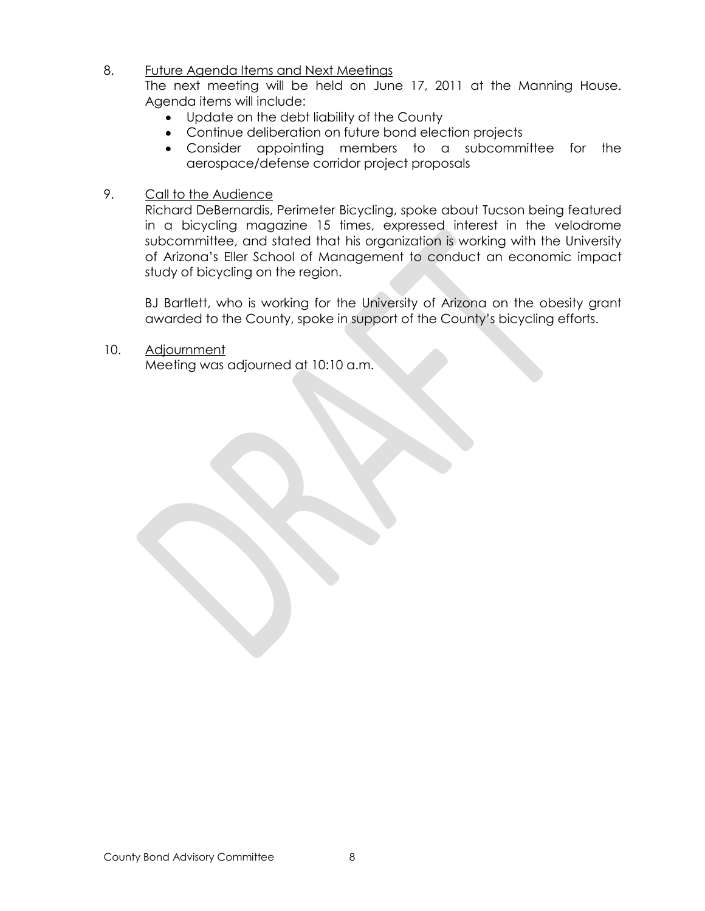8. Future Agenda Items and Next Meetings

The next meeting will be held on June 17, 2011 at the Manning House. Agenda items will include:

- Update on the debt liability of the County
- Continue deliberation on future bond election projects
- Consider appointing members to a subcommittee for the aerospace/defense corridor project proposals

9. Call to the Audience

Richard DeBernardis, Perimeter Bicycling, spoke about Tucson being featured in a bicycling magazine 15 times, expressed interest in the velodrome subcommittee, and stated that his organization is working with the University of Arizona's Eller School of Management to conduct an economic impact study of bicycling on the region.

BJ Bartlett, who is working for the University of Arizona on the obesity grant awarded to the County, spoke in support of the County's bicycling efforts.

10. Adjournment

Meeting was adjourned at 10:10 a.m.